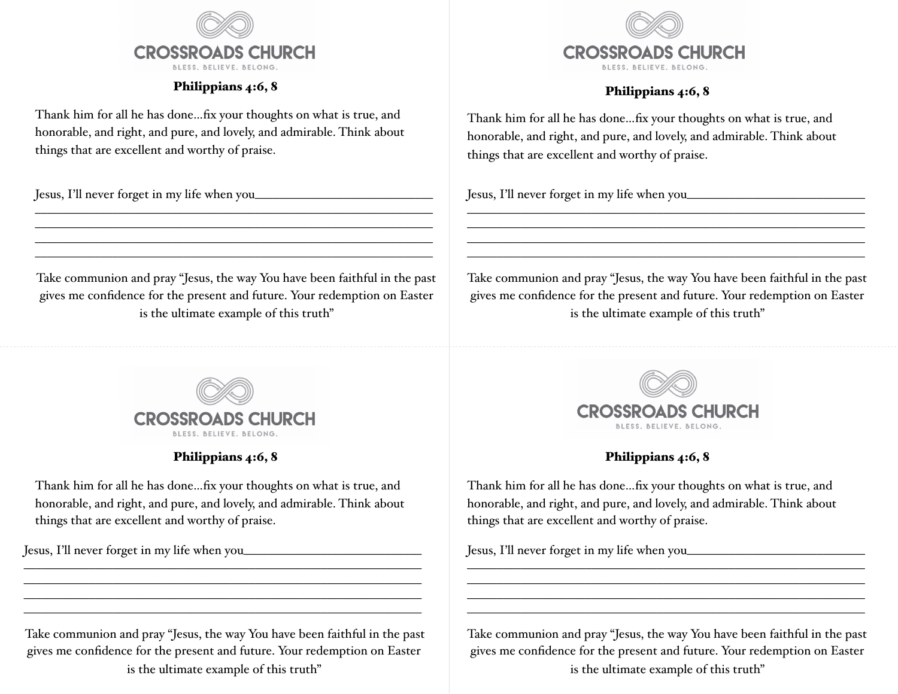CROSSROADS CHURCH

BLESS. BELIEVE. BELONG.

**Philippians 4:6, 8**

Thank him for all he has done…fix your thoughts on what is true, and honorable, and right, and pure, and lovely, and admirable. Think about things that are excellent and worthy of praise.

Jesus, I'll never forget in my life when you____________________________
______________________________________________________________________
______________________________________________________________________
______________________________________________________________________
______________________________________________________________________

Take communion and pray "Jesus, the way You have been faithful in the past gives me confidence for the present and future. Your redemption on Easter is the ultimate example of this truth"

CROSSROADS CHURCH

BLESS. BELIEVE. BELONG.

**Philippians 4:6, 8**

Thank him for all he has done…fix your thoughts on what is true, and honorable, and right, and pure, and lovely, and admirable. Think about things that are excellent and worthy of praise.

Jesus, I'll never forget in my life when you____________________________
______________________________________________________________________
______________________________________________________________________
______________________________________________________________________
______________________________________________________________________

Take communion and pray "Jesus, the way You have been faithful in the past gives me confidence for the present and future. Your redemption on Easter is the ultimate example of this truth"

CROSSROADS CHURCH

BLESS. BELIEVE. BELONG.

**Philippians 4:6, 8**

Thank him for all he has done…fix your thoughts on what is true, and honorable, and right, and pure, and lovely, and admirable. Think about things that are excellent and worthy of praise.

Jesus, I'll never forget in my life when you____________________________
______________________________________________________________________
______________________________________________________________________
______________________________________________________________________
______________________________________________________________________

Take communion and pray "Jesus, the way You have been faithful in the past gives me confidence for the present and future. Your redemption on Easter is the ultimate example of this truth"

CROSSROADS CHURCH

BLESS. BELIEVE. BELONG.

**Philippians 4:6, 8**

Thank him for all he has done…fix your thoughts on what is true, and honorable, and right, and pure, and lovely, and admirable. Think about things that are excellent and worthy of praise.

Jesus, I'll never forget in my life when you____________________________
______________________________________________________________________
______________________________________________________________________
______________________________________________________________________
______________________________________________________________________

Take communion and pray "Jesus, the way You have been faithful in the past gives me confidence for the present and future. Your redemption on Easter is the ultimate example of this truth"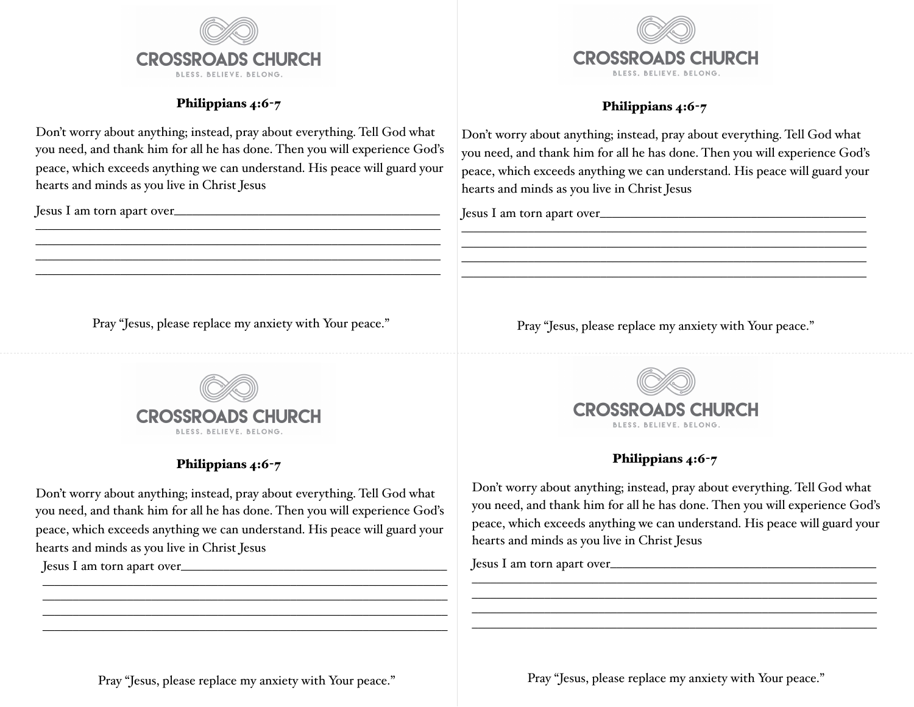CROSSROADS CHURCH

BLESS. BELIEVE. BELONG.

**Philippians 4:6-7**

Don't worry about anything; instead, pray about everything. Tell God what you need, and thank him for all he has done. Then you will experience God's peace, which exceeds anything we can understand. His peace will guard your hearts and minds as you live in Christ Jesus

Jesus I am torn apart over\_\_\_\_\_\_\_\_\_\_\_\_\_\_\_\_\_\_\_\_\_\_\_\_\_\_\_\_\_\_\_\_\_\_\_\_\_\_\_\_\_\_\_\_

\_\_\_\_\_\_\_\_\_\_\_\_\_\_\_\_\_\_\_\_\_\_\_\_\_\_\_\_\_\_\_\_\_\_\_\_\_\_\_\_\_\_\_\_\_\_\_\_\_\_\_\_\_\_\_\_\_\_\_\_\_\_\_\_\_\_\_\_

\_\_\_\_\_\_\_\_\_\_\_\_\_\_\_\_\_\_\_\_\_\_\_\_\_\_\_\_\_\_\_\_\_\_\_\_\_\_\_\_\_\_\_\_\_\_\_\_\_\_\_\_\_\_\_\_\_\_\_\_\_\_\_\_\_\_\_\_

\_\_\_\_\_\_\_\_\_\_\_\_\_\_\_\_\_\_\_\_\_\_\_\_\_\_\_\_\_\_\_\_\_\_\_\_\_\_\_\_\_\_\_\_\_\_\_\_\_\_\_\_\_\_\_\_\_\_\_\_\_\_\_\_\_\_\_\_

\_\_\_\_\_\_\_\_\_\_\_\_\_\_\_\_\_\_\_\_\_\_\_\_\_\_\_\_\_\_\_\_\_\_\_\_\_\_\_\_\_\_\_\_\_\_\_\_\_\_\_\_\_\_\_\_\_\_\_\_\_\_\_\_\_\_\_\_

Pray "Jesus, please replace my anxiety with Your peace."

---

CROSSROADS CHURCH

BLESS. BELIEVE. BELONG.

**Philippians 4:6-7**

Don't worry about anything; instead, pray about everything. Tell God what you need, and thank him for all he has done. Then you will experience God's peace, which exceeds anything we can understand. His peace will guard your hearts and minds as you live in Christ Jesus

Jesus I am torn apart over\_\_\_\_\_\_\_\_\_\_\_\_\_\_\_\_\_\_\_\_\_\_\_\_\_\_\_\_\_\_\_\_\_\_\_\_\_\_\_\_\_\_\_\_

\_\_\_\_\_\_\_\_\_\_\_\_\_\_\_\_\_\_\_\_\_\_\_\_\_\_\_\_\_\_\_\_\_\_\_\_\_\_\_\_\_\_\_\_\_\_\_\_\_\_\_\_\_\_\_\_\_\_\_\_\_\_\_\_\_\_\_\_

\_\_\_\_\_\_\_\_\_\_\_\_\_\_\_\_\_\_\_\_\_\_\_\_\_\_\_\_\_\_\_\_\_\_\_\_\_\_\_\_\_\_\_\_\_\_\_\_\_\_\_\_\_\_\_\_\_\_\_\_\_\_\_\_\_\_\_\_

\_\_\_\_\_\_\_\_\_\_\_\_\_\_\_\_\_\_\_\_\_\_\_\_\_\_\_\_\_\_\_\_\_\_\_\_\_\_\_\_\_\_\_\_\_\_\_\_\_\_\_\_\_\_\_\_\_\_\_\_\_\_\_\_\_\_\_\_

\_\_\_\_\_\_\_\_\_\_\_\_\_\_\_\_\_\_\_\_\_\_\_\_\_\_\_\_\_\_\_\_\_\_\_\_\_\_\_\_\_\_\_\_\_\_\_\_\_\_\_\_\_\_\_\_\_\_\_\_\_\_\_\_\_\_\_\_

Pray "Jesus, please replace my anxiety with Your peace."

---

CROSSROADS CHURCH

BLESS. BELIEVE. BELONG.

**Philippians 4:6-7**

Don't worry about anything; instead, pray about everything. Tell God what you need, and thank him for all he has done. Then you will experience God's peace, which exceeds anything we can understand. His peace will guard your hearts and minds as you live in Christ Jesus

Jesus I am torn apart over\_\_\_\_\_\_\_\_\_\_\_\_\_\_\_\_\_\_\_\_\_\_\_\_\_\_\_\_\_\_\_\_\_\_\_\_\_\_\_\_\_\_\_\_

\_\_\_\_\_\_\_\_\_\_\_\_\_\_\_\_\_\_\_\_\_\_\_\_\_\_\_\_\_\_\_\_\_\_\_\_\_\_\_\_\_\_\_\_\_\_\_\_\_\_\_\_\_\_\_\_\_\_\_\_\_\_\_\_\_\_\_\_

\_\_\_\_\_\_\_\_\_\_\_\_\_\_\_\_\_\_\_\_\_\_\_\_\_\_\_\_\_\_\_\_\_\_\_\_\_\_\_\_\_\_\_\_\_\_\_\_\_\_\_\_\_\_\_\_\_\_\_\_\_\_\_\_\_\_\_\_

\_\_\_\_\_\_\_\_\_\_\_\_\_\_\_\_\_\_\_\_\_\_\_\_\_\_\_\_\_\_\_\_\_\_\_\_\_\_\_\_\_\_\_\_\_\_\_\_\_\_\_\_\_\_\_\_\_\_\_\_\_\_\_\_\_\_\_\_

\_\_\_\_\_\_\_\_\_\_\_\_\_\_\_\_\_\_\_\_\_\_\_\_\_\_\_\_\_\_\_\_\_\_\_\_\_\_\_\_\_\_\_\_\_\_\_\_\_\_\_\_\_\_\_\_\_\_\_\_\_\_\_\_\_\_\_\_

Pray "Jesus, please replace my anxiety with Your peace."

---

CROSSROADS CHURCH

BLESS. BELIEVE. BELONG.

**Philippians 4:6-7**

Don't worry about anything; instead, pray about everything. Tell God what you need, and thank him for all he has done. Then you will experience God's peace, which exceeds anything we can understand. His peace will guard your hearts and minds as you live in Christ Jesus

Jesus I am torn apart over\_\_\_\_\_\_\_\_\_\_\_\_\_\_\_\_\_\_\_\_\_\_\_\_\_\_\_\_\_\_\_\_\_\_\_\_\_\_\_\_\_\_\_\_

\_\_\_\_\_\_\_\_\_\_\_\_\_\_\_\_\_\_\_\_\_\_\_\_\_\_\_\_\_\_\_\_\_\_\_\_\_\_\_\_\_\_\_\_\_\_\_\_\_\_\_\_\_\_\_\_\_\_\_\_\_\_\_\_\_\_\_\_

\_\_\_\_\_\_\_\_\_\_\_\_\_\_\_\_\_\_\_\_\_\_\_\_\_\_\_\_\_\_\_\_\_\_\_\_\_\_\_\_\_\_\_\_\_\_\_\_\_\_\_\_\_\_\_\_\_\_\_\_\_\_\_\_\_\_\_\_

\_\_\_\_\_\_\_\_\_\_\_\_\_\_\_\_\_\_\_\_\_\_\_\_\_\_\_\_\_\_\_\_\_\_\_\_\_\_\_\_\_\_\_\_\_\_\_\_\_\_\_\_\_\_\_\_\_\_\_\_\_\_\_\_\_\_\_\_

\_\_\_\_\_\_\_\_\_\_\_\_\_\_\_\_\_\_\_\_\_\_\_\_\_\_\_\_\_\_\_\_\_\_\_\_\_\_\_\_\_\_\_\_\_\_\_\_\_\_\_\_\_\_\_\_\_\_\_\_\_\_\_\_\_\_\_\_

Pray "Jesus, please replace my anxiety with Your peace."